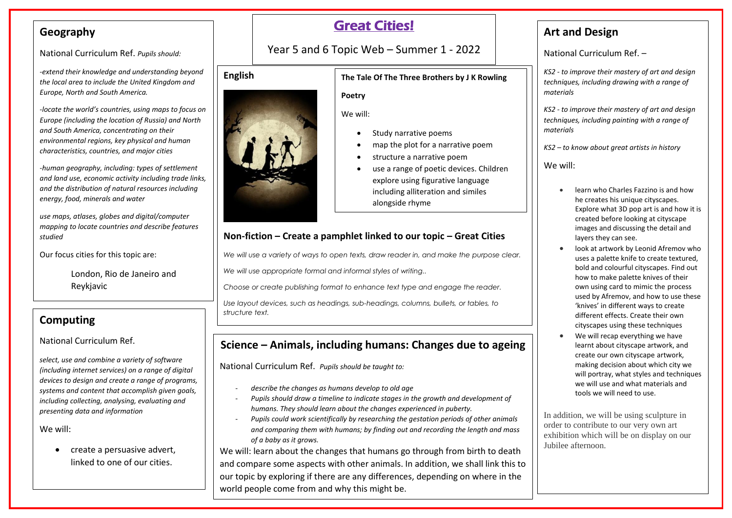# Great Cities!

Year 5 and 6 Topic Web – Summer 1 - 2022

## Geography

National Curriculum Ref. *Pupils should:*

*-extend their knowledge and understanding beyond the local area to include the United Kingdom and Europe, North and South America.*

*-locate the world's countries, using maps to focus on Europe (including the location of Russia) and North and South America, concentrating on their environmental regions, key physical and human characteristics, countries, and major cities*

*-human geography, including: types of settlement and land use, economic activity including trade links, and the distribution of natural resources including energy, food, minerals and water*

*use maps, atlases, globes and digital/computer mapping to locate countries and describe features studied*

Our focus cities for this topic are:

London, Rio de Janeiro and Reykjavic

## Computing

National Curriculum Ref.

*select, use and combine a variety of software (including internet services) on a range of digital devices to design and create a range of programs, systems and content that accomplish given goals, including collecting, analysing, evaluating and presenting data and information*

We will:

- create a persuasive advert, linked to one of our cities.

## English

**The Tale Of The Three Brothers by J K Rowling**

**Poetry**

We will:

- Study narrative poems
- map the plot for a narrative poem
- structure a narrative poem
- use a range of poetic devices. Children explore using figurative language including alliteration and similes alongside rhyme

### Non-fiction – Create a pamphlet linked to our topic – Great Cities

*We will use a variety of ways to open texts, draw reader in, and make the purpose clear.*

*We will use appropriate formal and informal styles of writing..*

*Choose or create publishing format to enhance text type and engage the reader.*

*Use layout devices, such as headings, sub-headings, columns, bullets, or tables, to structure text.*

## Science – Animals, including humans: Changes due to ageing

National Curriculum Ref. *Pupils should be taught to:*

- *describe the changes as humans develop to old age*
- *Pupils should draw a timeline to indicate stages in the growth and development of humans. They should learn about the changes experienced in puberty.*
- *Pupils could work scientifically by researching the gestation periods of other animals and comparing them with humans; by finding out and recording the length and mass of a baby as it grows.*

We will: learn about the changes that humans go through from birth to death and compare some aspects with other animals. In addition, we shall link this to our topic by exploring if there are any differences, depending on where in the world people come from and why this might be.

## Art and Design

National Curriculum Ref. –

*KS2 - to improve their mastery of art and design techniques, including drawing with a range of materials*

*KS2 - to improve their mastery of art and design techniques, including painting with a range of materials*

*KS2 – to know about great artists in history*

We will:

- learn who Charles Fazzino is and how he creates his unique cityscapes. Explore what 3D pop art is and how it is created before looking at cityscape images and discussing the detail and layers they can see.
- look at artwork by Leonid Afremov who uses a palette knife to create textured, bold and colourful cityscapes. Find out how to make palette knives of their own using card to mimic the process used by Afremov, and how to use these 'knives' in different ways to create different effects. Create their own cityscapes using these techniques
- We will recap everything we have learnt about cityscape artwork, and create our own cityscape artwork, making decision about which city we will portray, what styles and techniques we will use and what materials and tools we will need to use.

In addition, we will be using sculpture in order to contribute to our very own art exhibition which will be on display on our Jubilee afternoon.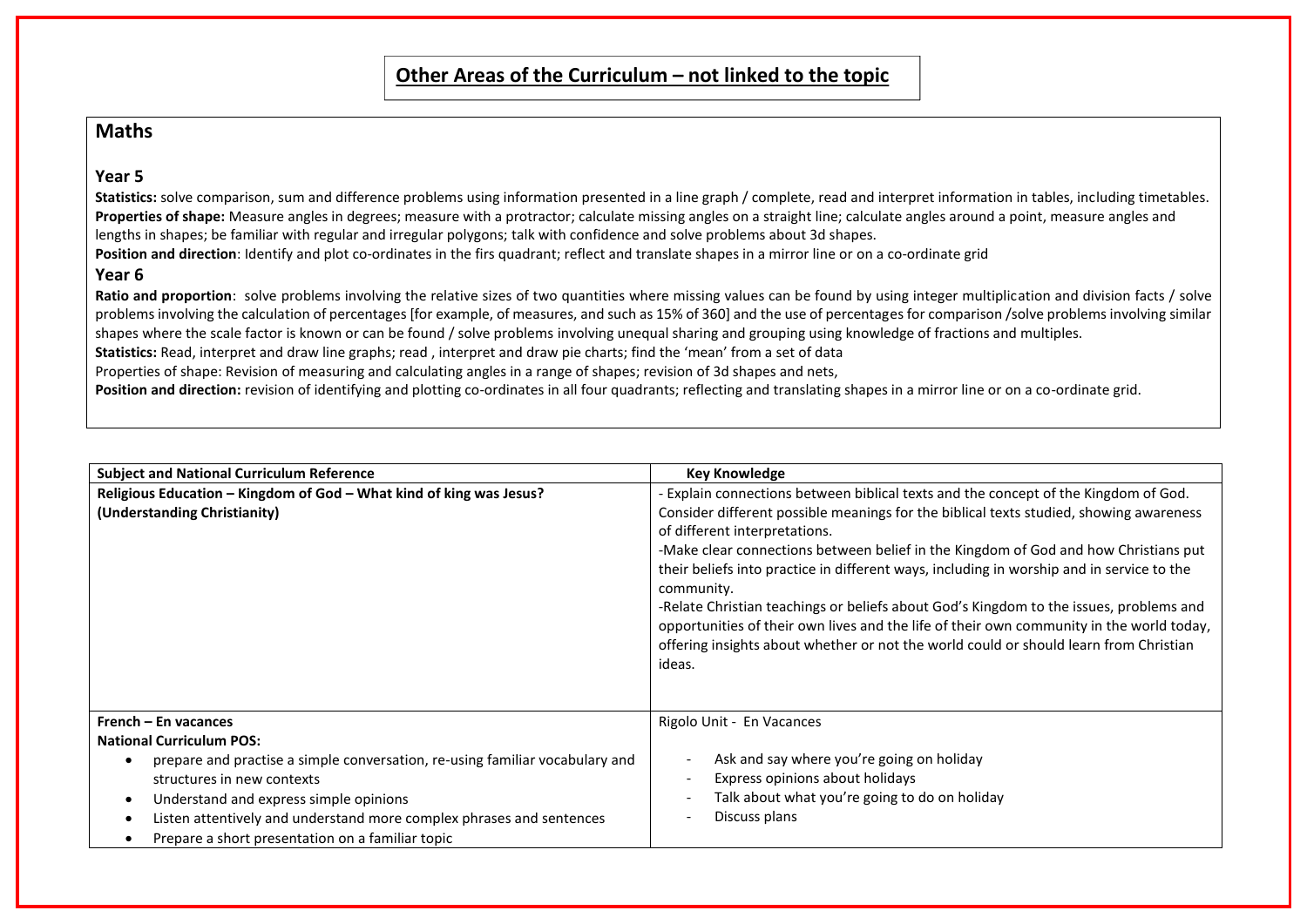# Other Areas of the Curriculum – not linked to the topic

## Maths

### Year 5

**Statistics:** solve comparison, sum and difference problems using information presented in a line graph / complete, read and interpret information in tables, including timetables.
**Properties of shape:** Measure angles in degrees; measure with a protractor; calculate missing angles on a straight line; calculate angles around a point, measure angles and lengths in shapes; be familiar with regular and irregular polygons; talk with confidence and solve problems about 3d shapes.
**Position and direction**: Identify and plot co-ordinates in the firs quadrant; reflect and translate shapes in a mirror line or on a co-ordinate grid

### Year 6

**Ratio and proportion**: solve problems involving the relative sizes of two quantities where missing values can be found by using integer multiplication and division facts / solve problems involving the calculation of percentages [for example, of measures, and such as 15% of 360] and the use of percentages for comparison /solve problems involving similar shapes where the scale factor is known or can be found / solve problems involving unequal sharing and grouping using knowledge of fractions and multiples.
**Statistics:** Read, interpret and draw line graphs; read , interpret and draw pie charts; find the 'mean' from a set of data
Properties of shape: Revision of measuring and calculating angles in a range of shapes; revision of 3d shapes and nets,
**Position and direction:** revision of identifying and plotting co-ordinates in all four quadrants; reflecting and translating shapes in a mirror line or on a co-ordinate grid.

| Subject and National Curriculum Reference | Key Knowledge |
|---|---|
| **Religious Education – Kingdom of God – What kind of king was Jesus? (Understanding Christianity)** | - Explain connections between biblical texts and the concept of the Kingdom of God. Consider different possible meanings for the biblical texts studied, showing awareness of different interpretations.<br>-Make clear connections between belief in the Kingdom of God and how Christians put their beliefs into practice in different ways, including in worship and in service to the community.<br>-Relate Christian teachings or beliefs about God's Kingdom to the issues, problems and opportunities of their own lives and the life of their own community in the world today, offering insights about whether or not the world could or should learn from Christian ideas. |
| **French – En vacances**<br>**National Curriculum POS:**<br>• prepare and practise a simple conversation, re-using familiar vocabulary and structures in new contexts<br>• Understand and express simple opinions<br>• Listen attentively and understand more complex phrases and sentences<br>• Prepare a short presentation on a familiar topic | Rigolo Unit - En Vacances<br>- Ask and say where you're going on holiday<br>- Express opinions about holidays<br>- Talk about what you're going to do on holiday<br>- Discuss plans |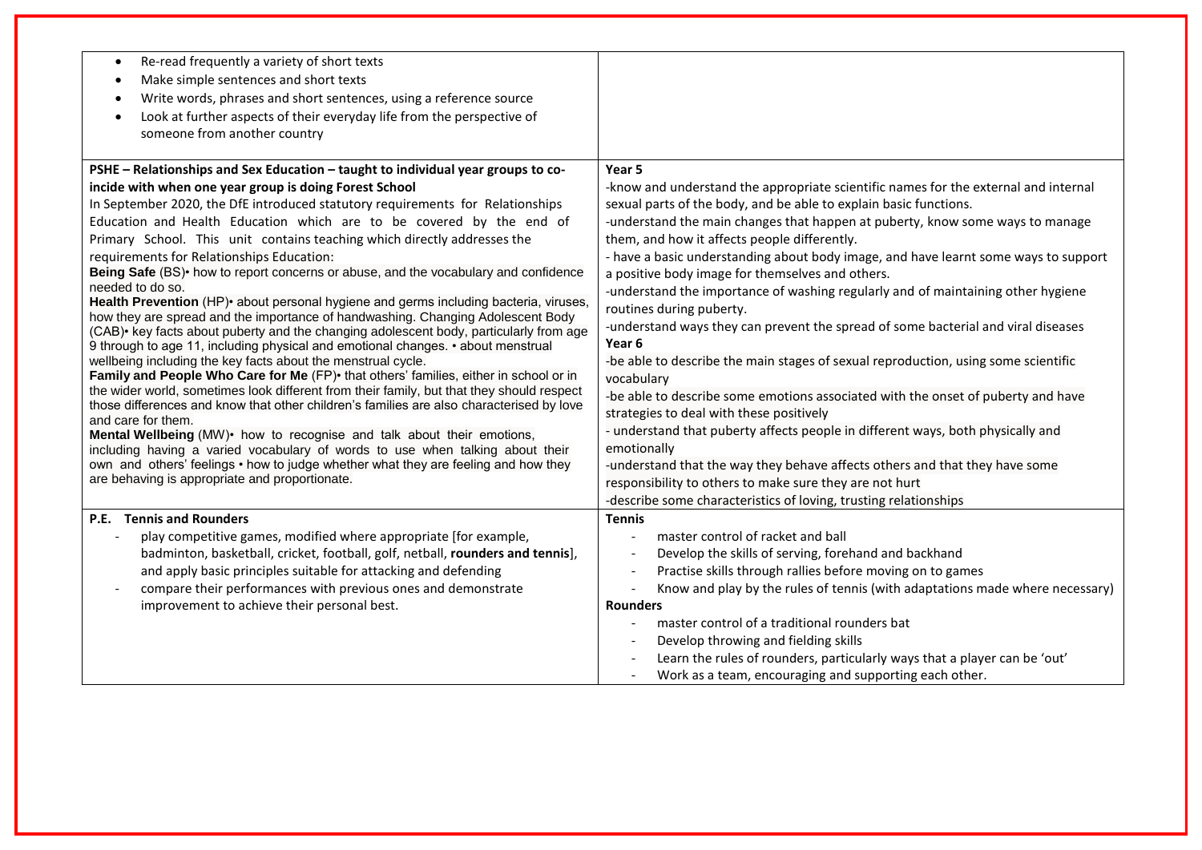| | |
|---|---|
| • Re-read frequently a variety of short texts<br>• Make simple sentences and short texts<br>• Write words, phrases and short sentences, using a reference source<br>• Look at further aspects of their everyday life from the perspective of someone from another country | |
| **PSHE – Relationships and Sex Education – taught to individual year groups to co-incide with when one year group is doing Forest School**<br>In September 2020, the DfE introduced statutory requirements for Relationships Education and Health Education which are to be covered by the end of Primary School. This unit contains teaching which directly addresses the requirements for Relationships Education:<br>**Being Safe** (BS)• how to report concerns or abuse, and the vocabulary and confidence needed to do so.<br>**Health Prevention** (HP)• about personal hygiene and germs including bacteria, viruses, how they are spread and the importance of handwashing. Changing Adolescent Body (CAB)• key facts about puberty and the changing adolescent body, particularly from age 9 through to age 11, including physical and emotional changes. • about menstrual wellbeing including the key facts about the menstrual cycle.<br>**Family and People Who Care for Me** (FP)• that others' families, either in school or in the wider world, sometimes look different from their family, but that they should respect those differences and know that other children's families are also characterised by love and care for them.<br>**Mental Wellbeing** (MW)• how to recognise and talk about their emotions, including having a varied vocabulary of words to use when talking about their own and others' feelings • how to judge whether what they are feeling and how they are behaving is appropriate and proportionate. | **Year 5**<br>-know and understand the appropriate scientific names for the external and internal sexual parts of the body, and be able to explain basic functions.<br>-understand the main changes that happen at puberty, know some ways to manage them, and how it affects people differently.<br>- have a basic understanding about body image, and have learnt some ways to support a positive body image for themselves and others.<br>-understand the importance of washing regularly and of maintaining other hygiene routines during puberty.<br>-understand ways they can prevent the spread of some bacterial and viral diseases<br>**Year 6**<br>-be able to describe the main stages of sexual reproduction, using some scientific vocabulary<br>-be able to describe some emotions associated with the onset of puberty and have strategies to deal with these positively<br>- understand that puberty affects people in different ways, both physically and emotionally<br>-understand that the way they behave affects others and that they have some responsibility to others to make sure they are not hurt<br>-describe some characteristics of loving, trusting relationships |
| **P.E. Tennis and Rounders**<br>- play competitive games, modified where appropriate [for example, badminton, basketball, cricket, football, golf, netball, **rounders and tennis**], and apply basic principles suitable for attacking and defending<br>- compare their performances with previous ones and demonstrate improvement to achieve their personal best. | **Tennis**<br>- master control of racket and ball<br>- Develop the skills of serving, forehand and backhand<br>- Practise skills through rallies before moving on to games<br>- Know and play by the rules of tennis (with adaptations made where necessary)<br>**Rounders**<br>- master control of a traditional rounders bat<br>- Develop throwing and fielding skills<br>- Learn the rules of rounders, particularly ways that a player can be 'out'<br>- Work as a team, encouraging and supporting each other. |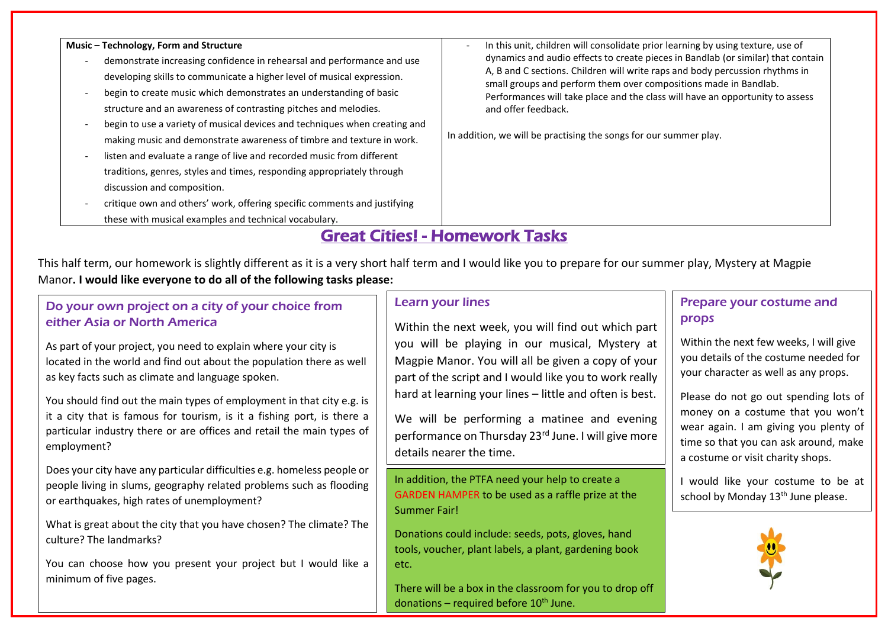| Music – Technology, Form and Structure | |
| --- | --- |
| - demonstrate increasing confidence in rehearsal and performance and use developing skills to communicate a higher level of musical expression.<br>- begin to create music which demonstrates an understanding of basic structure and an awareness of contrasting pitches and melodies.<br>- begin to use a variety of musical devices and techniques when creating and making music and demonstrate awareness of timbre and texture in work.<br>- listen and evaluate a range of live and recorded music from different traditions, genres, styles and times, responding appropriately through discussion and composition.<br>- critique own and others' work, offering specific comments and justifying these with musical examples and technical vocabulary. | - In this unit, children will consolidate prior learning by using texture, use of dynamics and audio effects to create pieces in Bandlab (or similar) that contain A, B and C sections. Children will write raps and body percussion rhythms in small groups and perform them over compositions made in Bandlab. Performances will take place and the class will have an opportunity to assess and offer feedback.<br><br>In addition, we will be practising the songs for our summer play. |

# Great Cities! - Homework Tasks

This half term, our homework is slightly different as it is a very short half term and I would like you to prepare for our summer play, Mystery at Magpie Manor**. I would like everyone to do all of the following tasks please:**

## Do your own project on a city of your choice from either Asia or North America

As part of your project, you need to explain where your city is located in the world and find out about the population there as well as key facts such as climate and language spoken.

You should find out the main types of employment in that city e.g. is it a city that is famous for tourism, is it a fishing port, is there a particular industry there or are offices and retail the main types of employment?

Does your city have any particular difficulties e.g. homeless people or people living in slums, geography related problems such as flooding or earthquakes, high rates of unemployment?

What is great about the city that you have chosen? The climate? The culture? The landmarks?

You can choose how you present your project but I would like a minimum of five pages.

## Learn your lines

Within the next week, you will find out which part you will be playing in our musical, Mystery at Magpie Manor. You will all be given a copy of your part of the script and I would like you to work really hard at learning your lines – little and often is best.

We will be performing a matinee and evening performance on Thursday 23rd June. I will give more details nearer the time.

In addition, the PTFA need your help to create a GARDEN HAMPER to be used as a raffle prize at the Summer Fair!

Donations could include: seeds, pots, gloves, hand tools, voucher, plant labels, a plant, gardening book etc.

There will be a box in the classroom for you to drop off donations – required before 10th June.

## Prepare your costume and props

Within the next few weeks, I will give you details of the costume needed for your character as well as any props.

Please do not go out spending lots of money on a costume that you won't wear again. I am giving you plenty of time so that you can ask around, make a costume or visit charity shops.

I would like your costume to be at school by Monday 13th June please.